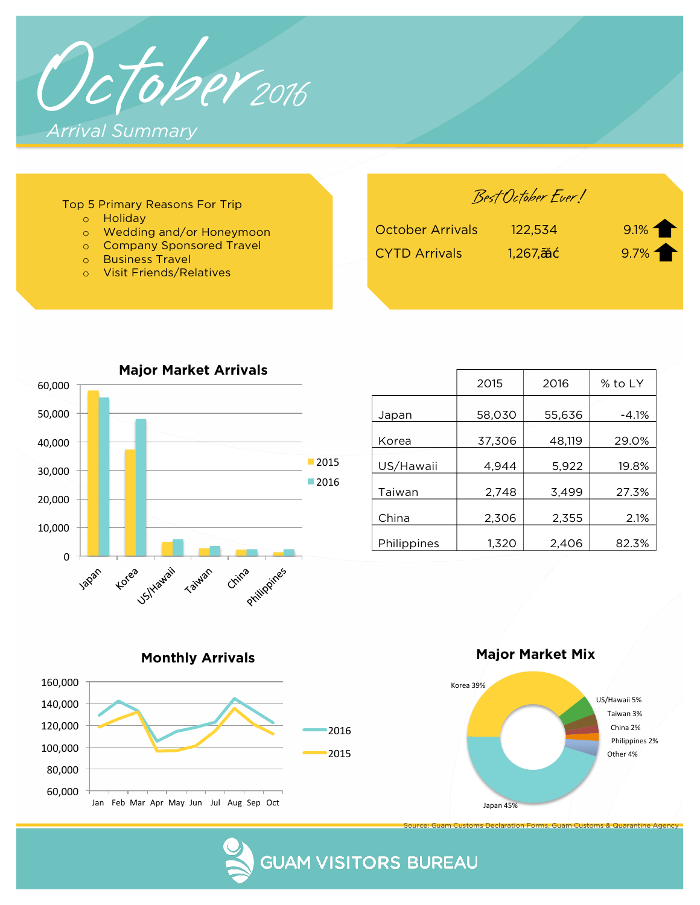# October 2016

## Arrival Summary

Top 5 Primary Reasons For Trip

- Holiday
- Wedding and/or Honeymoon
- Company Sponsored Travel
- Business Travel
- Visit Friends/Relatives

*Best October Ever!*

| | | |
|---|---|---|
| October Arrivals | 122,534 | 9.1% ↑ |
| CYTD Arrivals | 1,267,ãăć | 9.7% ↑ |

### Major Market Arrivals

| | 2015 | 2016 | % to LY |
|---|---|---|---|
| Japan | 58,030 | 55,636 | -4.1% |
| Korea | 37,306 | 48,119 | 29.0% |
| US/Hawaii | 4,944 | 5,922 | 19.8% |
| Taiwan | 2,748 | 3,499 | 27.3% |
| China | 2,306 | 2,355 | 2.1% |
| Philippines | 1,320 | 2,406 | 82.3% |

### Monthly Arrivals

### Major Market Mix

Japan 45%, Korea 39%, US/Hawaii 5%, Taiwan 3%, China 2%, Philippines 2%, Other 4%

Source: Guam Customs Declaration Forms, Guam Customs & Quarantine Agency

GUAM VISITORS BUREAU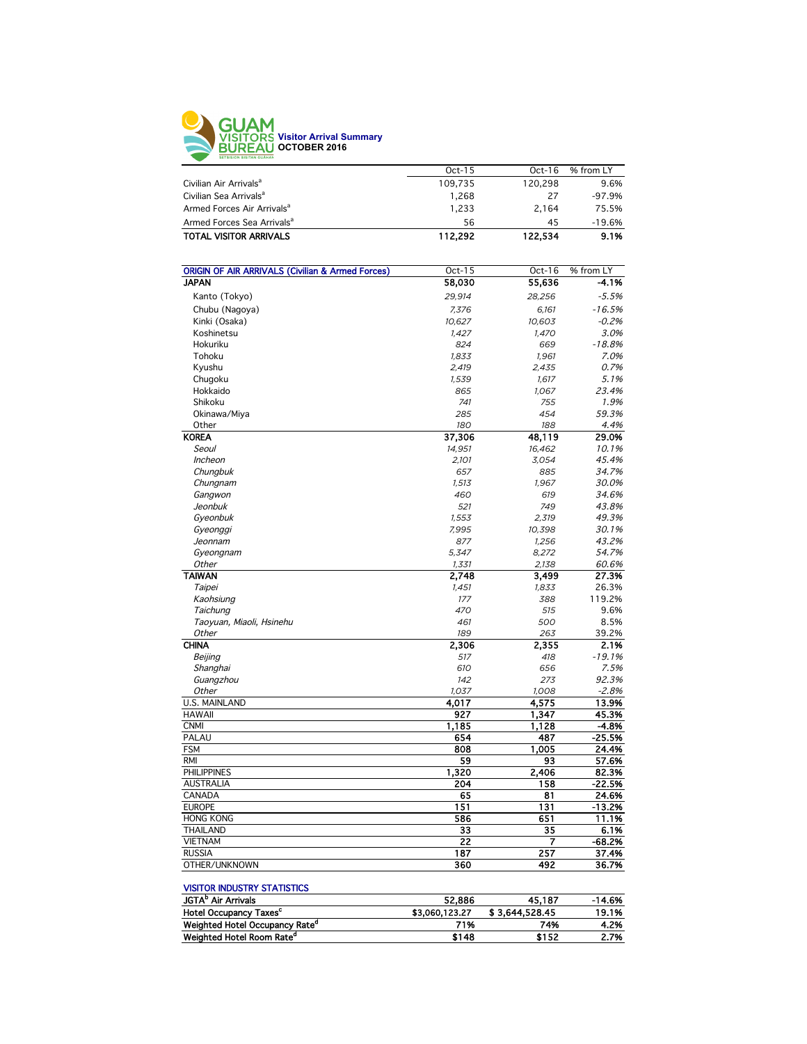# GUAM VISITORS BUREAU

## Visitor Arrival Summary
## OCTOBER 2016

| | Oct-15 | Oct-16 | % from LY |
|---|---|---|---|
| Civilian Air Arrivals[a] | 109,735 | 120,298 | 9.6% |
| Civilian Sea Arrivals[a] | 1,268 | 27 | -97.9% |
| Armed Forces Air Arrivals[a] | 1,233 | 2,164 | 75.5% |
| Armed Forces Sea Arrivals[a] | 56 | 45 | -19.6% |
| **TOTAL VISITOR ARRIVALS** | **112,292** | **122,534** | **9.1%** |

| ORIGIN OF AIR ARRIVALS (Civilian & Armed Forces) | Oct-15 | Oct-16 | % from LY |
|---|---|---|---|
| **JAPAN** | **58,030** | **55,636** | **-4.1%** |
| Kanto (Tokyo) | *29,914* | *28,256* | *-5.5%* |
| Chubu (Nagoya) | *7,376* | *6,161* | *-16.5%* |
| Kinki (Osaka) | *10,627* | *10,603* | *-0.2%* |
| Koshinetsu | *1,427* | *1,470* | *3.0%* |
| Hokuriku | *824* | *669* | *-18.8%* |
| Tohoku | *1,833* | *1,961* | *7.0%* |
| Kyushu | *2,419* | *2,435* | *0.7%* |
| Chugoku | *1,539* | *1,617* | *5.1%* |
| Hokkaido | *865* | *1,067* | *23.4%* |
| Shikoku | *741* | *755* | *1.9%* |
| Okinawa/Miya | *285* | *454* | *59.3%* |
| Other | *180* | *188* | *4.4%* |
| **KOREA** | **37,306** | **48,119** | **29.0%** |
| *Seoul* | *14,951* | *16,462* | *10.1%* |
| *Incheon* | *2,101* | *3,054* | *45.4%* |
| *Chungbuk* | *657* | *885* | *34.7%* |
| *Chungnam* | *1,513* | *1,967* | *30.0%* |
| *Gangwon* | *460* | *619* | *34.6%* |
| *Jeonbuk* | *521* | *749* | *43.8%* |
| *Gyeonbuk* | *1,553* | *2,319* | *49.3%* |
| *Gyeonggi* | *7,995* | *10,398* | *30.1%* |
| *Jeonnam* | *877* | *1,256* | *43.2%* |
| *Gyeongnam* | *5,347* | *8,272* | *54.7%* |
| *Other* | *1,331* | *2,138* | *60.6%* |
| **TAIWAN** | **2,748** | **3,499** | **27.3%** |
| *Taipei* | *1,451* | *1,833* | 26.3% |
| *Kaohsiung* | *177* | *388* | 119.2% |
| *Taichung* | *470* | *515* | 9.6% |
| *Taoyuan, Miaoli, Hsinehu* | *461* | *500* | 8.5% |
| *Other* | *189* | *263* | 39.2% |
| **CHINA** | **2,306** | **2,355** | **2.1%** |
| *Beijing* | *517* | *418* | *-19.1%* |
| *Shanghai* | *610* | *656* | *7.5%* |
| *Guangzhou* | *142* | *273* | *92.3%* |
| *Other* | *1,037* | *1,008* | *-2.8%* |
| U.S. MAINLAND | **4,017** | **4,575** | **13.9%** |
| HAWAII | **927** | **1,347** | **45.3%** |
| CNMI | **1,185** | **1,128** | **-4.8%** |
| PALAU | **654** | **487** | **-25.5%** |
| FSM | **808** | **1,005** | **24.4%** |
| RMI | **59** | **93** | **57.6%** |
| PHILIPPINES | **1,320** | **2,406** | **82.3%** |
| AUSTRALIA | **204** | **158** | **-22.5%** |
| CANADA | **65** | **81** | **24.6%** |
| EUROPE | **151** | **131** | **-13.2%** |
| HONG KONG | **586** | **651** | **11.1%** |
| THAILAND | **33** | **35** | **6.1%** |
| VIETNAM | **22** | **7** | **-68.2%** |
| RUSSIA | **187** | **257** | **37.4%** |
| OTHER/UNKNOWN | **360** | **492** | **36.7%** |

| VISITOR INDUSTRY STATISTICS | | | |
|---|---|---|---|
| **JGTA[b] Air Arrivals** | 52,886 | 45,187 | -14.6% |
| **Hotel Occupancy Taxes[c]** | $3,060,123.27 | $ 3,644,528.45 | 19.1% |
| **Weighted Hotel Occupancy Rate[d]** | 71% | 74% | 4.2% |
| **Weighted Hotel Room Rate[d]** | $148 | $152 | 2.7% |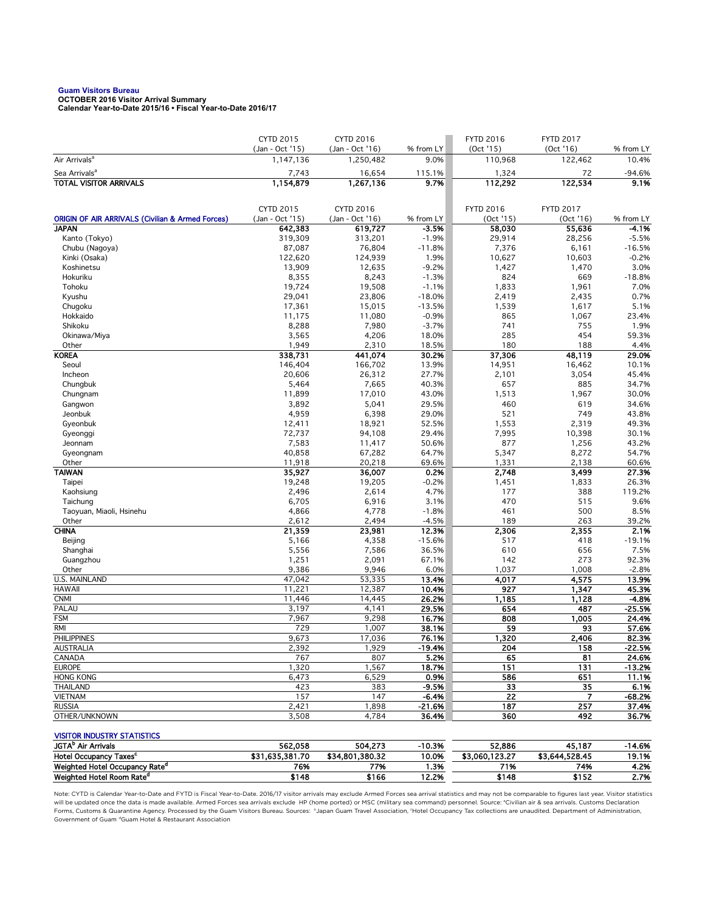**Guam Visitors Bureau**
**OCTOBER 2016 Visitor Arrival Summary**
**Calendar Year-to-Date 2015/16 • Fiscal Year-to-Date 2016/17**

| | CYTD 2015 (Jan - Oct '15) | CYTD 2016 (Jan - Oct '16) | % from LY | FYTD 2016 (Oct '15) | FYTD 2017 (Oct '16) | % from LY |
|---|---|---|---|---|---|---|
| Air Arrivals[a] | 1,147,136 | 1,250,482 | 9.0% | 110,968 | 122,462 | 10.4% |
| Sea Arrivals[a] | 7,743 | 16,654 | 115.1% | 1,324 | 72 | -94.6% |
| **TOTAL VISITOR ARRIVALS** | **1,154,879** | **1,267,136** | **9.7%** | **112,292** | **122,534** | **9.1%** |

| ORIGIN OF AIR ARRIVALS (Civilian & Armed Forces) | CYTD 2015 (Jan - Oct '15) | CYTD 2016 (Jan - Oct '16) | % from LY | FYTD 2016 (Oct '15) | FYTD 2017 (Oct '16) | % from LY |
|---|---|---|---|---|---|---|
| **JAPAN** | **642,383** | **619,727** | **-3.5%** | **58,030** | **55,636** | **-4.1%** |
| Kanto (Tokyo) | 319,309 | 313,201 | -1.9% | 29,914 | 28,256 | -5.5% |
| Chubu (Nagoya) | 87,087 | 76,804 | -11.8% | 7,376 | 6,161 | -16.5% |
| Kinki (Osaka) | 122,620 | 124,939 | 1.9% | 10,627 | 10,603 | -0.2% |
| Koshinetsu | 13,909 | 12,635 | -9.2% | 1,427 | 1,470 | 3.0% |
| Hokuriku | 8,355 | 8,243 | -1.3% | 824 | 669 | -18.8% |
| Tohoku | 19,724 | 19,508 | -1.1% | 1,833 | 1,961 | 7.0% |
| Kyushu | 29,041 | 23,806 | -18.0% | 2,419 | 2,435 | 0.7% |
| Chugoku | 17,361 | 15,015 | -13.5% | 1,539 | 1,617 | 5.1% |
| Hokkaido | 11,175 | 11,080 | -0.9% | 865 | 1,067 | 23.4% |
| Shikoku | 8,288 | 7,980 | -3.7% | 741 | 755 | 1.9% |
| Okinawa/Miya | 3,565 | 4,206 | 18.0% | 285 | 454 | 59.3% |
| Other | 1,949 | 2,310 | 18.5% | 180 | 188 | 4.4% |
| **KOREA** | **338,731** | **441,074** | **30.2%** | **37,306** | **48,119** | **29.0%** |
| Seoul | 146,404 | 166,702 | 13.9% | 14,951 | 16,462 | 10.1% |
| Incheon | 20,606 | 26,312 | 27.7% | 2,101 | 3,054 | 45.4% |
| Chungbuk | 5,464 | 7,665 | 40.3% | 657 | 885 | 34.7% |
| Chungnam | 11,899 | 17,010 | 43.0% | 1,513 | 1,967 | 30.0% |
| Gangwon | 3,892 | 5,041 | 29.5% | 460 | 619 | 34.6% |
| Jeonbuk | 4,959 | 6,398 | 29.0% | 521 | 749 | 43.8% |
| Gyeonbuk | 12,411 | 18,921 | 52.5% | 1,553 | 2,319 | 49.3% |
| Gyeonggi | 72,737 | 94,108 | 29.4% | 7,995 | 10,398 | 30.1% |
| Jeonnam | 7,583 | 11,417 | 50.6% | 877 | 1,256 | 43.2% |
| Gyeongnam | 40,858 | 67,282 | 64.7% | 5,347 | 8,272 | 54.7% |
| Other | 11,918 | 20,218 | 69.6% | 1,331 | 2,138 | 60.6% |
| **TAIWAN** | **35,927** | **36,007** | **0.2%** | **2,748** | **3,499** | **27.3%** |
| Taipei | 19,248 | 19,205 | -0.2% | 1,451 | 1,833 | 26.3% |
| Kaohsiung | 2,496 | 2,614 | 4.7% | 177 | 388 | 119.2% |
| Taichung | 6,705 | 6,916 | 3.1% | 470 | 515 | 9.6% |
| Taoyuan, Miaoli, Hsinehu | 4,866 | 4,778 | -1.8% | 461 | 500 | 8.5% |
| Other | 2,612 | 2,494 | -4.5% | 189 | 263 | 39.2% |
| **CHINA** | **21,359** | **23,981** | **12.3%** | **2,306** | **2,355** | **2.1%** |
| Beijing | 5,166 | 4,358 | -15.6% | 517 | 418 | -19.1% |
| Shanghai | 5,556 | 7,586 | 36.5% | 610 | 656 | 7.5% |
| Guangzhou | 1,251 | 2,091 | 67.1% | 142 | 273 | 92.3% |
| Other | 9,386 | 9,946 | 6.0% | 1,037 | 1,008 | -2.8% |
| U.S. MAINLAND | 47,042 | 53,335 | **13.4%** | **4,017** | **4,575** | **13.9%** |
| HAWAII | 11,221 | 12,387 | **10.4%** | **927** | **1,347** | **45.3%** |
| CNMI | 11,446 | 14,445 | **26.2%** | **1,185** | **1,128** | **-4.8%** |
| PALAU | 3,197 | 4,141 | **29.5%** | **654** | **487** | **-25.5%** |
| FSM | 7,967 | 9,298 | **16.7%** | **808** | **1,005** | **24.4%** |
| RMI | 729 | 1,007 | **38.1%** | **59** | **93** | **57.6%** |
| PHILIPPINES | 9,673 | 17,036 | **76.1%** | **1,320** | **2,406** | **82.3%** |
| AUSTRALIA | 2,392 | 1,929 | **-19.4%** | **204** | **158** | **-22.5%** |
| CANADA | 767 | 807 | **5.2%** | **65** | **81** | **24.6%** |
| EUROPE | 1,320 | 1,567 | **18.7%** | **151** | **131** | **-13.2%** |
| HONG KONG | 6,473 | 6,529 | **0.9%** | **586** | **651** | **11.1%** |
| THAILAND | 423 | 383 | **-9.5%** | **33** | **35** | **6.1%** |
| VIETNAM | 157 | 147 | **-6.4%** | **22** | **7** | **-68.2%** |
| RUSSIA | 2,421 | 1,898 | **-21.6%** | **187** | **257** | **37.4%** |
| OTHER/UNKNOWN | 3,508 | 4,784 | **36.4%** | **360** | **492** | **36.7%** |

| VISITOR INDUSTRY STATISTICS | | | | | | |
|---|---|---|---|---|---|---|
| **JGTA[b] Air Arrivals** | **562,058** | **504,273** | **-10.3%** | **52,886** | **45,187** | **-14.6%** |
| **Hotel Occupancy Taxes[c]** | **$31,635,381.70** | **$34,801,380.32** | **10.0%** | **$3,060,123.27** | **$3,644,528.45** | **19.1%** |
| **Weighted Hotel Occupancy Rate[d]** | **76%** | **77%** | **1.3%** | **71%** | **74%** | **4.2%** |
| **Weighted Hotel Room Rate[d]** | **$148** | **$166** | **12.2%** | **$148** | **$152** | **2.7%** |

Note: CYTD is Calendar Year-to-Date and FYTD is Fiscal Year-to-Date. 2016/17 visitor arrivals may exclude Armed Forces sea arrival statistics and may not be comparable to figures last year. Visitor statistics will be updated once the data is made available. Armed Forces sea arrivals exclude HP (home ported) or MSC (military sea command) personnel. Source: [a]Civilian air & sea arrivals. Customs Declaration Forms, Customs & Quarantine Agency. Processed by the Guam Visitors Bureau. Sources: [b]Japan Guam Travel Association, [c]Hotel Occupancy Tax collections are unaudited. Department of Administration, Government of Guam [d]Guam Hotel & Restaurant Association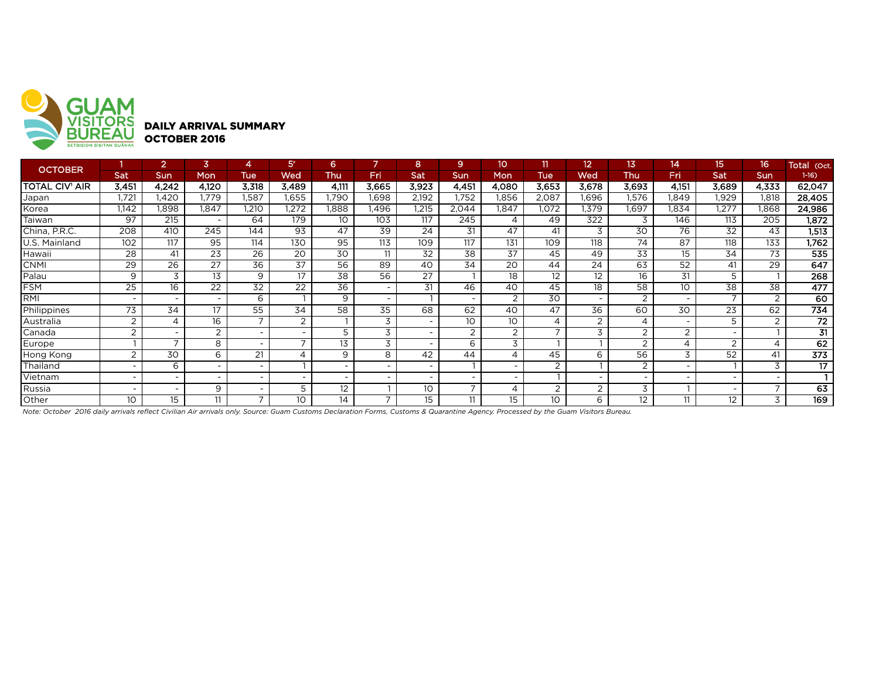GUAM VISITORS BUREAU
SETBISION BISITAN GUÅHAN

## DAILY ARRIVAL SUMMARY
## OCTOBER 2016

| OCTOBER | 1 | 2 | 3 | 4 | 5' | 6 | 7 | 8 | 9 | 10 | 11 | 12 | 13 | 14 | 15 | 16 | Total (Oct. 1-16) |
|---|---|---|---|---|---|---|---|---|---|---|---|---|---|---|---|---|---|
| | Sat | Sun | Mon | Tue | Wed | Thu | Fri | Sat | Sun | Mon | Tue | Wed | Thu | Fri | Sat | Sun | |
| **TOTAL CIV' AIR** | **3,451** | **4,242** | **4,120** | **3,318** | **3,489** | **4,111** | **3,665** | **3,923** | **4,451** | **4,080** | **3,653** | **3,678** | **3,693** | **4,151** | **3,689** | **4,333** | **62,047** |
| Japan | 1,721 | 1,420 | 1,779 | 1,587 | 1,655 | 1,790 | 1,698 | 2,192 | 1,752 | 1,856 | 2,087 | 1,696 | 1,576 | 1,849 | 1,929 | 1,818 | **28,405** |
| Korea | 1,142 | 1,898 | 1,847 | 1,210 | 1,272 | 1,888 | 1,496 | 1,215 | 2,044 | 1,847 | 1,072 | 1,379 | 1,697 | 1,834 | 1,277 | 1,868 | **24,986** |
| Taiwan | 97 | 215 | - | 64 | 179 | 10 | 103 | 117 | 245 | 4 | 49 | 322 | 3 | 146 | 113 | 205 | **1,872** |
| China, P.R.C. | 208 | 410 | 245 | 144 | 93 | 47 | 39 | 24 | 31 | 47 | 41 | 3 | 30 | 76 | 32 | 43 | **1,513** |
| U.S. Mainland | 102 | 117 | 95 | 114 | 130 | 95 | 113 | 109 | 117 | 131 | 109 | 118 | 74 | 87 | 118 | 133 | **1,762** |
| Hawaii | 28 | 41 | 23 | 26 | 20 | 30 | 11 | 32 | 38 | 37 | 45 | 49 | 33 | 15 | 34 | 73 | **535** |
| CNMI | 29 | 26 | 27 | 36 | 37 | 56 | 89 | 40 | 34 | 20 | 44 | 24 | 63 | 52 | 41 | 29 | **647** |
| Palau | 9 | 3 | 13 | 9 | 17 | 38 | 56 | 27 | 1 | 18 | 12 | 12 | 16 | 31 | 5 | 1 | **268** |
| FSM | 25 | 16 | 22 | 32 | 22 | 36 | - | 31 | 46 | 40 | 45 | 18 | 58 | 10 | 38 | 38 | **477** |
| RMI | - | - | - | 6 | 1 | 9 | - | 1 | - | 2 | 30 | - | 2 | - | 7 | 2 | **60** |
| Philippines | 73 | 34 | 17 | 55 | 34 | 58 | 35 | 68 | 62 | 40 | 47 | 36 | 60 | 30 | 23 | 62 | **734** |
| Australia | 2 | 4 | 16 | 7 | 2 | 1 | 3 | - | 10 | 10 | 4 | 2 | 4 | - | 5 | 2 | **72** |
| Canada | 2 | - | 2 | - | - | 5 | 3 | - | 2 | 2 | 7 | 3 | 2 | 2 | - | 1 | **31** |
| Europe | 1 | 7 | 8 | - | 7 | 13 | 3 | - | 6 | 3 | 1 | 1 | 2 | 4 | 2 | 4 | **62** |
| Hong Kong | 2 | 30 | 6 | 21 | 4 | 9 | 8 | 42 | 44 | 4 | 45 | 6 | 56 | 3 | 52 | 41 | **373** |
| Thailand | - | 6 | - | - | 1 | - | - | - | 1 | - | 2 | 1 | 2 | - | 1 | 3 | **17** |
| Vietnam | - | - | - | - | - | - | - | - | - | - | 1 | - | - | - | - | - | **1** |
| Russia | - | - | 9 | - | 5 | 12 | 1 | 10 | 7 | 4 | 2 | 2 | 3 | 1 | - | 7 | **63** |
| Other | 10 | 15 | 11 | 7 | 10 | 14 | 7 | 15 | 11 | 15 | 10 | 6 | 12 | 11 | 12 | 3 | **169** |

*Note: October 2016 daily arrivals reflect Civilian Air arrivals only. Source: Guam Customs Declaration Forms, Customs & Quarantine Agency. Processed by the Guam Visitors Bureau.*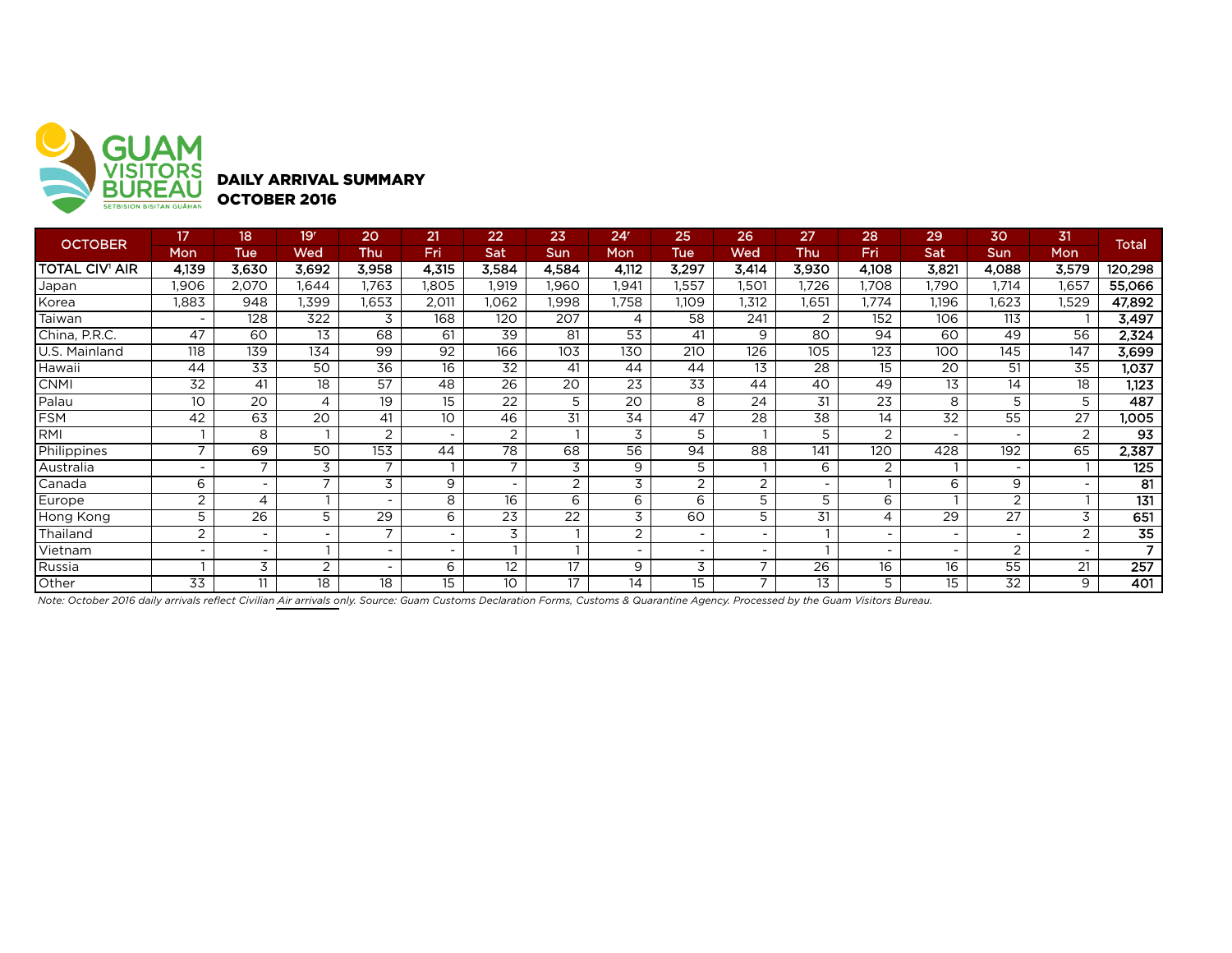GUAM VISITORS BUREAU
SETBISION BISITAN GUÅHAN

## DAILY ARRIVAL SUMMARY
## OCTOBER 2016

| OCTOBER | 17 | 18 | 19r | 20 | 21 | 22 | 23 | 24r | 25 | 26 | 27 | 28 | 29 | 30 | 31 | Total |
|---|---|---|---|---|---|---|---|---|---|---|---|---|---|---|---|---|
| | Mon | Tue | Wed | Thu | Fri | Sat | Sun | Mon | Tue | Wed | Thu | Fri | Sat | Sun | Mon | |
| **TOTAL CIV[1] AIR** | **4,139** | **3,630** | **3,692** | **3,958** | **4,315** | **3,584** | **4,584** | **4,112** | **3,297** | **3,414** | **3,930** | **4,108** | **3,821** | **4,088** | **3,579** | **120,298** |
| Japan | 1,906 | 2,070 | 1,644 | 1,763 | 1,805 | 1,919 | 1,960 | 1,941 | 1,557 | 1,501 | 1,726 | 1,708 | 1,790 | 1,714 | 1,657 | **55,066** |
| Korea | 1,883 | 948 | 1,399 | 1,653 | 2,011 | 1,062 | 1,998 | 1,758 | 1,109 | 1,312 | 1,651 | 1,774 | 1,196 | 1,623 | 1,529 | **47,892** |
| Taiwan | - | 128 | 322 | 3 | 168 | 120 | 207 | 4 | 58 | 241 | 2 | 152 | 106 | 113 | 1 | **3,497** |
| China, P.R.C. | 47 | 60 | 13 | 68 | 61 | 39 | 81 | 53 | 41 | 9 | 80 | 94 | 60 | 49 | 56 | **2,324** |
| U.S. Mainland | 118 | 139 | 134 | 99 | 92 | 166 | 103 | 130 | 210 | 126 | 105 | 123 | 100 | 145 | 147 | **3,699** |
| Hawaii | 44 | 33 | 50 | 36 | 16 | 32 | 41 | 44 | 44 | 13 | 28 | 15 | 20 | 51 | 35 | **1,037** |
| CNMI | 32 | 41 | 18 | 57 | 48 | 26 | 20 | 23 | 33 | 44 | 40 | 49 | 13 | 14 | 18 | **1,123** |
| Palau | 10 | 20 | 4 | 19 | 15 | 22 | 5 | 20 | 8 | 24 | 31 | 23 | 8 | 5 | 5 | **487** |
| FSM | 42 | 63 | 20 | 41 | 10 | 46 | 31 | 34 | 47 | 28 | 38 | 14 | 32 | 55 | 27 | **1,005** |
| RMI | 1 | 8 | 1 | 2 | - | 2 | 1 | 3 | 5 | 1 | 5 | 2 | - | - | 2 | **93** |
| Philippines | 7 | 69 | 50 | 153 | 44 | 78 | 68 | 56 | 94 | 88 | 141 | 120 | 428 | 192 | 65 | **2,387** |
| Australia | - | 7 | 3 | 7 | 1 | 7 | 3 | 9 | 5 | 1 | 6 | 2 | 1 | - | 1 | **125** |
| Canada | 6 | - | 7 | 3 | 9 | - | 2 | 3 | 2 | 2 | - | 1 | 6 | 9 | - | **81** |
| Europe | 2 | 4 | 1 | - | 8 | 16 | 6 | 6 | 6 | 5 | 5 | 6 | 1 | 2 | 1 | **131** |
| Hong Kong | 5 | 26 | 5 | 29 | 6 | 23 | 22 | 3 | 60 | 5 | 31 | 4 | 29 | 27 | 3 | **651** |
| Thailand | 2 | - | - | 7 | - | 3 | 1 | 2 | - | - | 1 | - | - | - | 2 | **35** |
| Vietnam | - | - | 1 | - | - | 1 | 1 | - | - | - | 1 | - | - | 2 | - | **7** |
| Russia | 1 | 3 | 2 | - | 6 | 12 | 17 | 9 | 3 | 7 | 26 | 16 | 16 | 55 | 21 | **257** |
| Other | 33 | 11 | 18 | 18 | 15 | 10 | 17 | 14 | 15 | 7 | 13 | 5 | 15 | 32 | 9 | **401** |

*Note: October 2016 daily arrivals reflect Civilian Air arrivals only. Source: Guam Customs Declaration Forms, Customs & Quarantine Agency. Processed by the Guam Visitors Bureau.*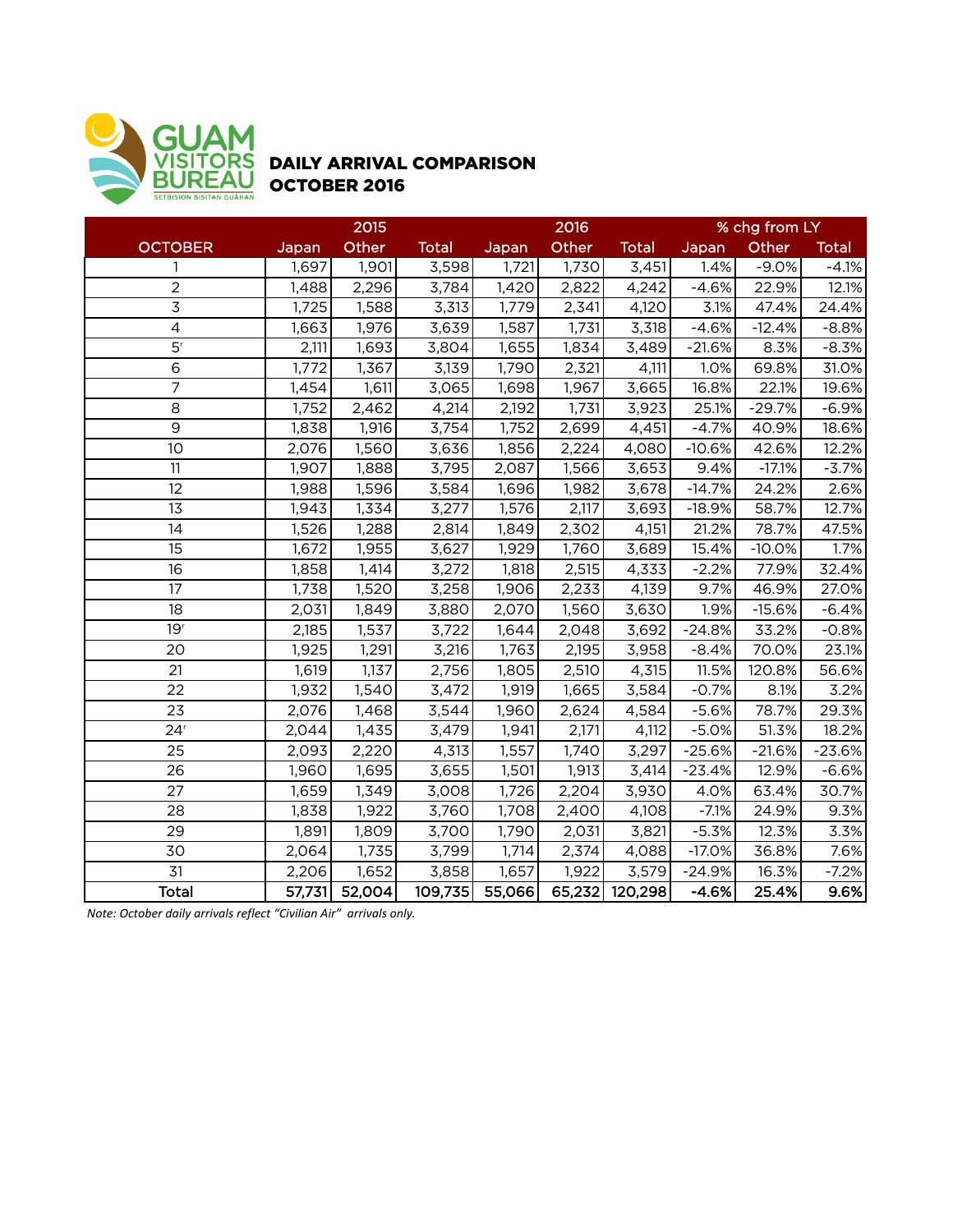GUAM VISITORS BUREAU
SETBISION BISITAN GUÅHAN

## DAILY ARRIVAL COMPARISON
## OCTOBER 2016

| | 2015 | | | 2016 | | | % chg from LY | | |
|---|---|---|---|---|---|---|---|---|---|
| OCTOBER | Japan | Other | Total | Japan | Other | Total | Japan | Other | Total |
| 1 | 1,697 | 1,901 | 3,598 | 1,721 | 1,730 | 3,451 | 1.4% | -9.0% | -4.1% |
| 2 | 1,488 | 2,296 | 3,784 | 1,420 | 2,822 | 4,242 | -4.6% | 22.9% | 12.1% |
| 3 | 1,725 | 1,588 | 3,313 | 1,779 | 2,341 | 4,120 | 3.1% | 47.4% | 24.4% |
| 4 | 1,663 | 1,976 | 3,639 | 1,587 | 1,731 | 3,318 | -4.6% | -12.4% | -8.8% |
| 5[r] | 2,111 | 1,693 | 3,804 | 1,655 | 1,834 | 3,489 | -21.6% | 8.3% | -8.3% |
| 6 | 1,772 | 1,367 | 3,139 | 1,790 | 2,321 | 4,111 | 1.0% | 69.8% | 31.0% |
| 7 | 1,454 | 1,611 | 3,065 | 1,698 | 1,967 | 3,665 | 16.8% | 22.1% | 19.6% |
| 8 | 1,752 | 2,462 | 4,214 | 2,192 | 1,731 | 3,923 | 25.1% | -29.7% | -6.9% |
| 9 | 1,838 | 1,916 | 3,754 | 1,752 | 2,699 | 4,451 | -4.7% | 40.9% | 18.6% |
| 10 | 2,076 | 1,560 | 3,636 | 1,856 | 2,224 | 4,080 | -10.6% | 42.6% | 12.2% |
| 11 | 1,907 | 1,888 | 3,795 | 2,087 | 1,566 | 3,653 | 9.4% | -17.1% | -3.7% |
| 12 | 1,988 | 1,596 | 3,584 | 1,696 | 1,982 | 3,678 | -14.7% | 24.2% | 2.6% |
| 13 | 1,943 | 1,334 | 3,277 | 1,576 | 2,117 | 3,693 | -18.9% | 58.7% | 12.7% |
| 14 | 1,526 | 1,288 | 2,814 | 1,849 | 2,302 | 4,151 | 21.2% | 78.7% | 47.5% |
| 15 | 1,672 | 1,955 | 3,627 | 1,929 | 1,760 | 3,689 | 15.4% | -10.0% | 1.7% |
| 16 | 1,858 | 1,414 | 3,272 | 1,818 | 2,515 | 4,333 | -2.2% | 77.9% | 32.4% |
| 17 | 1,738 | 1,520 | 3,258 | 1,906 | 2,233 | 4,139 | 9.7% | 46.9% | 27.0% |
| 18 | 2,031 | 1,849 | 3,880 | 2,070 | 1,560 | 3,630 | 1.9% | -15.6% | -6.4% |
| 19[r] | 2,185 | 1,537 | 3,722 | 1,644 | 2,048 | 3,692 | -24.8% | 33.2% | -0.8% |
| 20 | 1,925 | 1,291 | 3,216 | 1,763 | 2,195 | 3,958 | -8.4% | 70.0% | 23.1% |
| 21 | 1,619 | 1,137 | 2,756 | 1,805 | 2,510 | 4,315 | 11.5% | 120.8% | 56.6% |
| 22 | 1,932 | 1,540 | 3,472 | 1,919 | 1,665 | 3,584 | -0.7% | 8.1% | 3.2% |
| 23 | 2,076 | 1,468 | 3,544 | 1,960 | 2,624 | 4,584 | -5.6% | 78.7% | 29.3% |
| 24[r] | 2,044 | 1,435 | 3,479 | 1,941 | 2,171 | 4,112 | -5.0% | 51.3% | 18.2% |
| 25 | 2,093 | 2,220 | 4,313 | 1,557 | 1,740 | 3,297 | -25.6% | -21.6% | -23.6% |
| 26 | 1,960 | 1,695 | 3,655 | 1,501 | 1,913 | 3,414 | -23.4% | 12.9% | -6.6% |
| 27 | 1,659 | 1,349 | 3,008 | 1,726 | 2,204 | 3,930 | 4.0% | 63.4% | 30.7% |
| 28 | 1,838 | 1,922 | 3,760 | 1,708 | 2,400 | 4,108 | -7.1% | 24.9% | 9.3% |
| 29 | 1,891 | 1,809 | 3,700 | 1,790 | 2,031 | 3,821 | -5.3% | 12.3% | 3.3% |
| 30 | 2,064 | 1,735 | 3,799 | 1,714 | 2,374 | 4,088 | -17.0% | 36.8% | 7.6% |
| 31 | 2,206 | 1,652 | 3,858 | 1,657 | 1,922 | 3,579 | -24.9% | 16.3% | -7.2% |
| **Total** | **57,731** | **52,004** | **109,735** | **55,066** | **65,232** | **120,298** | **-4.6%** | **25.4%** | **9.6%** |

*Note: October daily arrivals reflect "Civilian Air" arrivals only.*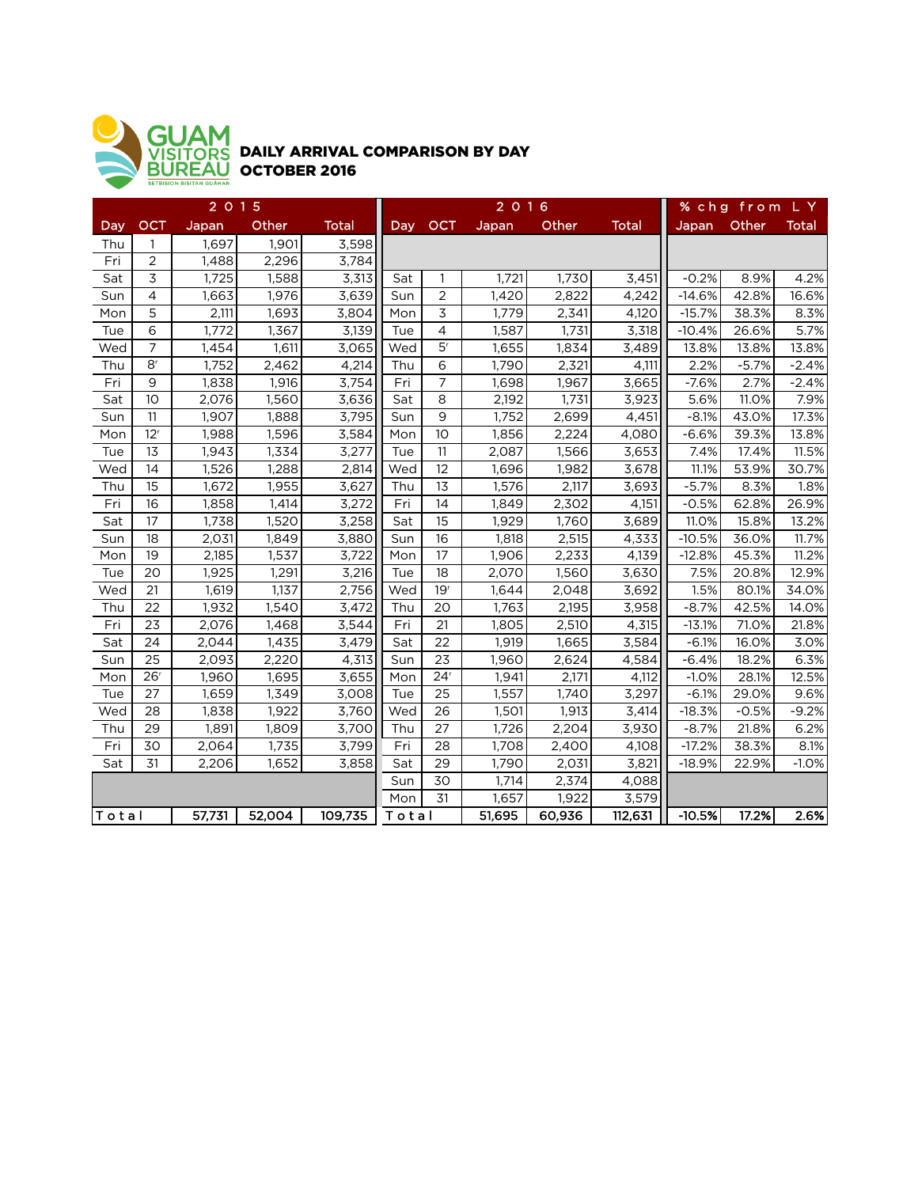GUAM VISITORS BUREAU
SETBISION BISITAN GUÅHAN

## DAILY ARRIVAL COMPARISON BY DAY
## OCTOBER 2016

| 2015 | | | | | 2016 | | | | | % chg from LY | | |
|---|---|---|---|---|---|---|---|---|---|---|---|---|
| Day | OCT | Japan | Other | Total | Day | OCT | Japan | Other | Total | Japan | Other | Total |
| Thu | 1 | 1,697 | 1,901 | 3,598 | | | | | | | | |
| Fri | 2 | 1,488 | 2,296 | 3,784 | | | | | | | | |
| Sat | 3 | 1,725 | 1,588 | 3,313 | Sat | 1 | 1,721 | 1,730 | 3,451 | -0.2% | 8.9% | 4.2% |
| Sun | 4 | 1,663 | 1,976 | 3,639 | Sun | 2 | 1,420 | 2,822 | 4,242 | -14.6% | 42.8% | 16.6% |
| Mon | 5 | 2,111 | 1,693 | 3,804 | Mon | 3 | 1,779 | 2,341 | 4,120 | -15.7% | 38.3% | 8.3% |
| Tue | 6 | 1,772 | 1,367 | 3,139 | Tue | 4 | 1,587 | 1,731 | 3,318 | -10.4% | 26.6% | 5.7% |
| Wed | 7 | 1,454 | 1,611 | 3,065 | Wed | 5r | 1,655 | 1,834 | 3,489 | 13.8% | 13.8% | 13.8% |
| Thu | 8r | 1,752 | 2,462 | 4,214 | Thu | 6 | 1,790 | 2,321 | 4,111 | 2.2% | -5.7% | -2.4% |
| Fri | 9 | 1,838 | 1,916 | 3,754 | Fri | 7 | 1,698 | 1,967 | 3,665 | -7.6% | 2.7% | -2.4% |
| Sat | 10 | 2,076 | 1,560 | 3,636 | Sat | 8 | 2,192 | 1,731 | 3,923 | 5.6% | 11.0% | 7.9% |
| Sun | 11 | 1,907 | 1,888 | 3,795 | Sun | 9 | 1,752 | 2,699 | 4,451 | -8.1% | 43.0% | 17.3% |
| Mon | 12r | 1,988 | 1,596 | 3,584 | Mon | 10 | 1,856 | 2,224 | 4,080 | -6.6% | 39.3% | 13.8% |
| Tue | 13 | 1,943 | 1,334 | 3,277 | Tue | 11 | 2,087 | 1,566 | 3,653 | 7.4% | 17.4% | 11.5% |
| Wed | 14 | 1,526 | 1,288 | 2,814 | Wed | 12 | 1,696 | 1,982 | 3,678 | 11.1% | 53.9% | 30.7% |
| Thu | 15 | 1,672 | 1,955 | 3,627 | Thu | 13 | 1,576 | 2,117 | 3,693 | -5.7% | 8.3% | 1.8% |
| Fri | 16 | 1,858 | 1,414 | 3,272 | Fri | 14 | 1,849 | 2,302 | 4,151 | -0.5% | 62.8% | 26.9% |
| Sat | 17 | 1,738 | 1,520 | 3,258 | Sat | 15 | 1,929 | 1,760 | 3,689 | 11.0% | 15.8% | 13.2% |
| Sun | 18 | 2,031 | 1,849 | 3,880 | Sun | 16 | 1,818 | 2,515 | 4,333 | -10.5% | 36.0% | 11.7% |
| Mon | 19 | 2,185 | 1,537 | 3,722 | Mon | 17 | 1,906 | 2,233 | 4,139 | -12.8% | 45.3% | 11.2% |
| Tue | 20 | 1,925 | 1,291 | 3,216 | Tue | 18 | 2,070 | 1,560 | 3,630 | 7.5% | 20.8% | 12.9% |
| Wed | 21 | 1,619 | 1,137 | 2,756 | Wed | 19r | 1,644 | 2,048 | 3,692 | 1.5% | 80.1% | 34.0% |
| Thu | 22 | 1,932 | 1,540 | 3,472 | Thu | 20 | 1,763 | 2,195 | 3,958 | -8.7% | 42.5% | 14.0% |
| Fri | 23 | 2,076 | 1,468 | 3,544 | Fri | 21 | 1,805 | 2,510 | 4,315 | -13.1% | 71.0% | 21.8% |
| Sat | 24 | 2,044 | 1,435 | 3,479 | Sat | 22 | 1,919 | 1,665 | 3,584 | -6.1% | 16.0% | 3.0% |
| Sun | 25 | 2,093 | 2,220 | 4,313 | Sun | 23 | 1,960 | 2,624 | 4,584 | -6.4% | 18.2% | 6.3% |
| Mon | 26r | 1,960 | 1,695 | 3,655 | Mon | 24r | 1,941 | 2,171 | 4,112 | -1.0% | 28.1% | 12.5% |
| Tue | 27 | 1,659 | 1,349 | 3,008 | Tue | 25 | 1,557 | 1,740 | 3,297 | -6.1% | 29.0% | 9.6% |
| Wed | 28 | 1,838 | 1,922 | 3,760 | Wed | 26 | 1,501 | 1,913 | 3,414 | -18.3% | -0.5% | -9.2% |
| Thu | 29 | 1,891 | 1,809 | 3,700 | Thu | 27 | 1,726 | 2,204 | 3,930 | -8.7% | 21.8% | 6.2% |
| Fri | 30 | 2,064 | 1,735 | 3,799 | Fri | 28 | 1,708 | 2,400 | 4,108 | -17.2% | 38.3% | 8.1% |
| Sat | 31 | 2,206 | 1,652 | 3,858 | Sat | 29 | 1,790 | 2,031 | 3,821 | -18.9% | 22.9% | -1.0% |
| | | | | | Sun | 30 | 1,714 | 2,374 | 4,088 | | | |
| | | | | | Mon | 31 | 1,657 | 1,922 | 3,579 | | | |
| Total | | 57,731 | 52,004 | 109,735 | Total | | 51,695 | 60,936 | 112,631 | -10.5% | 17.2% | 2.6% |